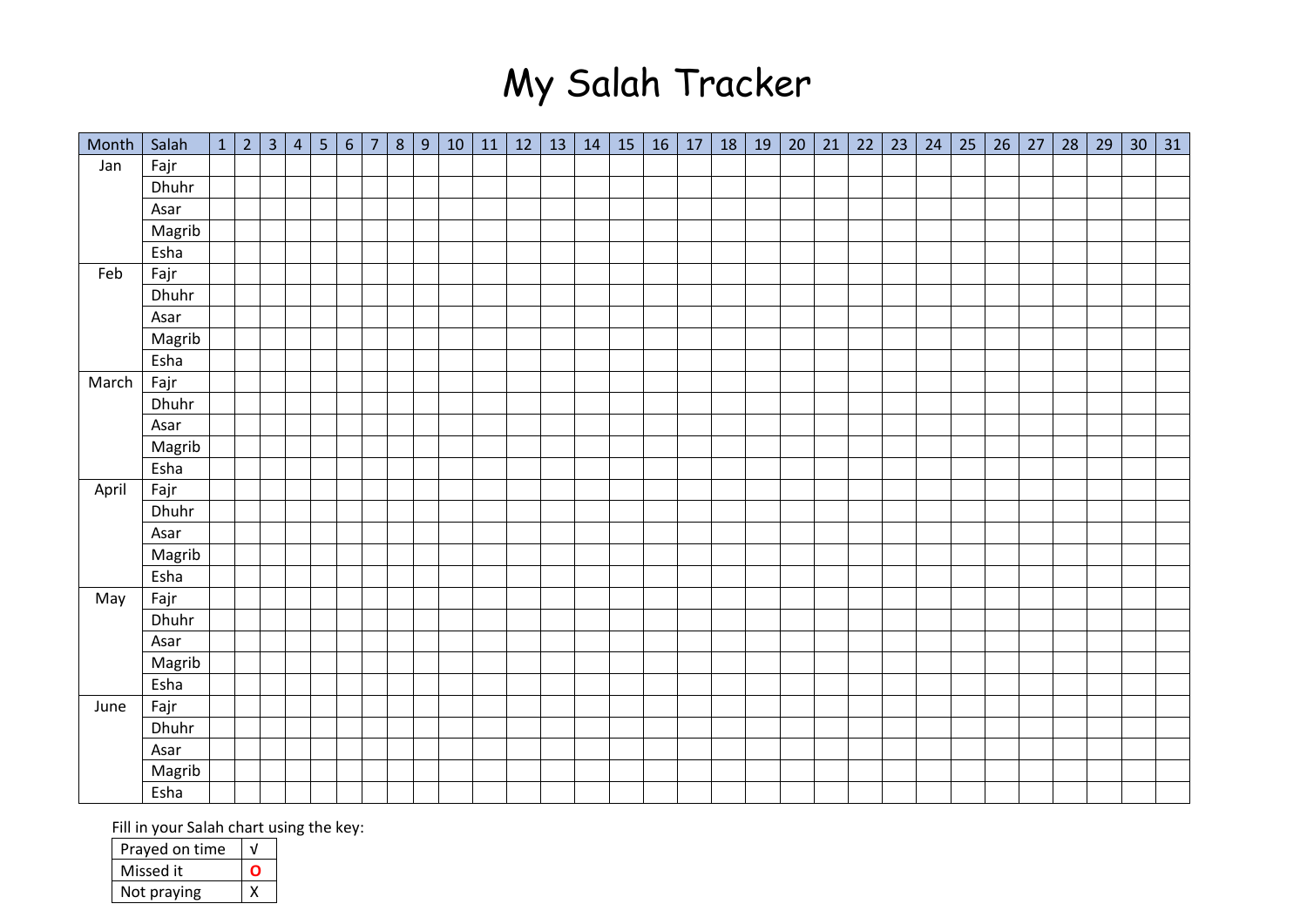# My Salah Tracker

| Month | Salah | 1 | 2 | 3 | 4 | 5 | 6 | 7 | 8 | 9 | 10 | 11 | 12 | 13 | 14 | 15 | 16 | 17 | 18 | 19 | 20 | 21 | 22 | 23 | 24 | 25 | 26 | 27 | 28 | 29 | 30 | 31 |
|---|---|---|---|---|---|---|---|---|---|---|---|---|---|---|---|---|---|---|---|---|---|---|---|---|---|---|---|---|---|---|---|---|
| Jan | Fajr | | | | | | | | | | | | | | | | | | | | | | | | | | | | | | | |
| | Dhuhr | | | | | | | | | | | | | | | | | | | | | | | | | | | | | | | |
| | Asar | | | | | | | | | | | | | | | | | | | | | | | | | | | | | | | |
| | Magrib | | | | | | | | | | | | | | | | | | | | | | | | | | | | | | | |
| | Esha | | | | | | | | | | | | | | | | | | | | | | | | | | | | | | | |
| Feb | Fajr | | | | | | | | | | | | | | | | | | | | | | | | | | | | | | | |
| | Dhuhr | | | | | | | | | | | | | | | | | | | | | | | | | | | | | | | |
| | Asar | | | | | | | | | | | | | | | | | | | | | | | | | | | | | | | |
| | Magrib | | | | | | | | | | | | | | | | | | | | | | | | | | | | | | | |
| | Esha | | | | | | | | | | | | | | | | | | | | | | | | | | | | | | | |
| March | Fajr | | | | | | | | | | | | | | | | | | | | | | | | | | | | | | | |
| | Dhuhr | | | | | | | | | | | | | | | | | | | | | | | | | | | | | | | |
| | Asar | | | | | | | | | | | | | | | | | | | | | | | | | | | | | | | |
| | Magrib | | | | | | | | | | | | | | | | | | | | | | | | | | | | | | | |
| | Esha | | | | | | | | | | | | | | | | | | | | | | | | | | | | | | | |
| April | Fajr | | | | | | | | | | | | | | | | | | | | | | | | | | | | | | | |
| | Dhuhr | | | | | | | | | | | | | | | | | | | | | | | | | | | | | | | |
| | Asar | | | | | | | | | | | | | | | | | | | | | | | | | | | | | | | |
| | Magrib | | | | | | | | | | | | | | | | | | | | | | | | | | | | | | | |
| | Esha | | | | | | | | | | | | | | | | | | | | | | | | | | | | | | | |
| May | Fajr | | | | | | | | | | | | | | | | | | | | | | | | | | | | | | | |
| | Dhuhr | | | | | | | | | | | | | | | | | | | | | | | | | | | | | | | |
| | Asar | | | | | | | | | | | | | | | | | | | | | | | | | | | | | | | |
| | Magrib | | | | | | | | | | | | | | | | | | | | | | | | | | | | | | | |
| | Esha | | | | | | | | | | | | | | | | | | | | | | | | | | | | | | | |
| June | Fajr | | | | | | | | | | | | | | | | | | | | | | | | | | | | | | | |
| | Dhuhr | | | | | | | | | | | | | | | | | | | | | | | | | | | | | | | |
| | Asar | | | | | | | | | | | | | | | | | | | | | | | | | | | | | | | |
| | Magrib | | | | | | | | | | | | | | | | | | | | | | | | | | | | | | | |
| | Esha | | | | | | | | | | | | | | | | | | | | | | | | | | | | | | | |

Fill in your Salah chart using the key:

| Key | Symbol |
|---|---|
| Prayed on time | √ |
| Missed it | O |
| Not praying | X |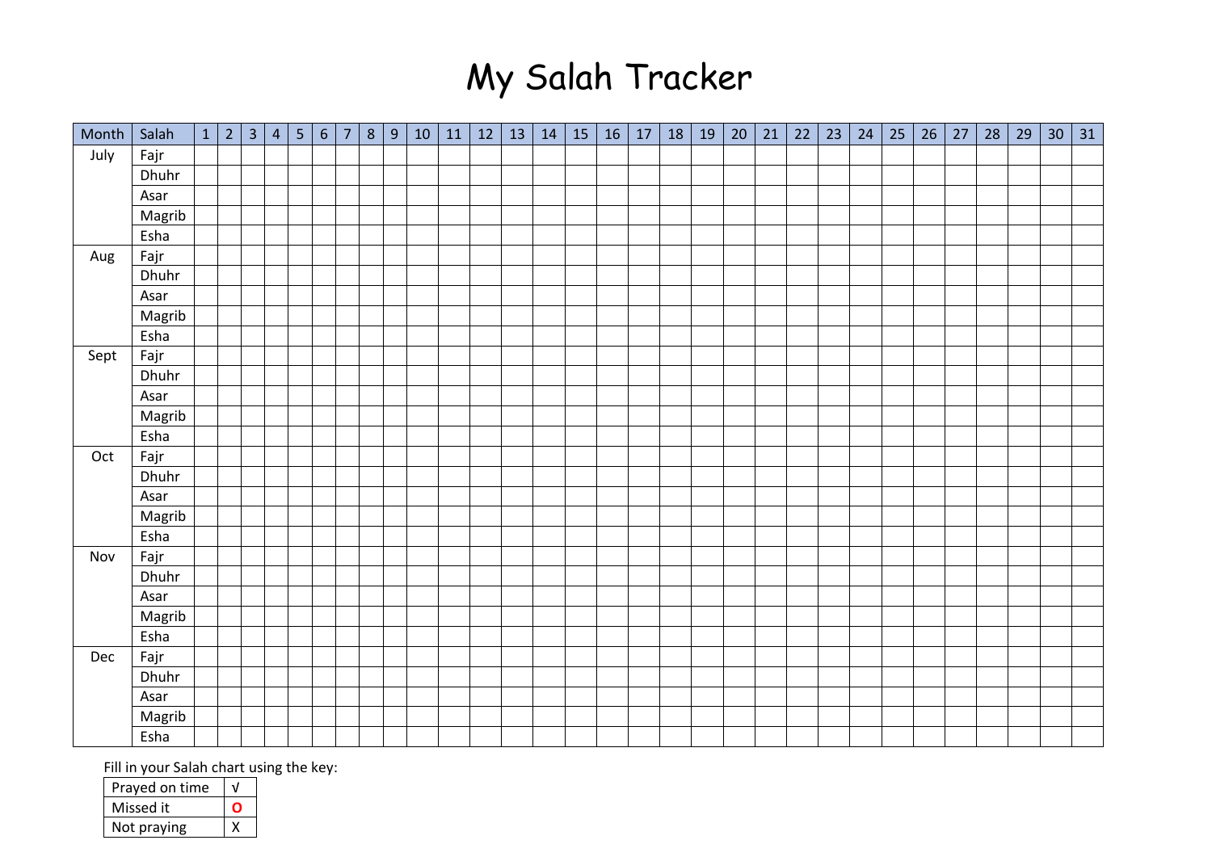# My Salah Tracker

| Month | Salah | 1 | 2 | 3 | 4 | 5 | 6 | 7 | 8 | 9 | 10 | 11 | 12 | 13 | 14 | 15 | 16 | 17 | 18 | 19 | 20 | 21 | 22 | 23 | 24 | 25 | 26 | 27 | 28 | 29 | 30 | 31 |
|---|---|---|---|---|---|---|---|---|---|---|---|---|---|---|---|---|---|---|---|---|---|---|---|---|---|---|---|---|---|---|---|---|
| July | Fajr | | | | | | | | | | | | | | | | | | | | | | | | | | | | | | | |
| | Dhuhr | | | | | | | | | | | | | | | | | | | | | | | | | | | | | | | |
| | Asar | | | | | | | | | | | | | | | | | | | | | | | | | | | | | | | |
| | Magrib | | | | | | | | | | | | | | | | | | | | | | | | | | | | | | | |
| | Esha | | | | | | | | | | | | | | | | | | | | | | | | | | | | | | | |
| Aug | Fajr | | | | | | | | | | | | | | | | | | | | | | | | | | | | | | | |
| | Dhuhr | | | | | | | | | | | | | | | | | | | | | | | | | | | | | | | |
| | Asar | | | | | | | | | | | | | | | | | | | | | | | | | | | | | | | |
| | Magrib | | | | | | | | | | | | | | | | | | | | | | | | | | | | | | | |
| | Esha | | | | | | | | | | | | | | | | | | | | | | | | | | | | | | | |
| Sept | Fajr | | | | | | | | | | | | | | | | | | | | | | | | | | | | | | | |
| | Dhuhr | | | | | | | | | | | | | | | | | | | | | | | | | | | | | | | |
| | Asar | | | | | | | | | | | | | | | | | | | | | | | | | | | | | | | |
| | Magrib | | | | | | | | | | | | | | | | | | | | | | | | | | | | | | | |
| | Esha | | | | | | | | | | | | | | | | | | | | | | | | | | | | | | | |
| Oct | Fajr | | | | | | | | | | | | | | | | | | | | | | | | | | | | | | | |
| | Dhuhr | | | | | | | | | | | | | | | | | | | | | | | | | | | | | | | |
| | Asar | | | | | | | | | | | | | | | | | | | | | | | | | | | | | | | |
| | Magrib | | | | | | | | | | | | | | | | | | | | | | | | | | | | | | | |
| | Esha | | | | | | | | | | | | | | | | | | | | | | | | | | | | | | | |
| Nov | Fajr | | | | | | | | | | | | | | | | | | | | | | | | | | | | | | | |
| | Dhuhr | | | | | | | | | | | | | | | | | | | | | | | | | | | | | | | |
| | Asar | | | | | | | | | | | | | | | | | | | | | | | | | | | | | | | |
| | Magrib | | | | | | | | | | | | | | | | | | | | | | | | | | | | | | | |
| | Esha | | | | | | | | | | | | | | | | | | | | | | | | | | | | | | | |
| Dec | Fajr | | | | | | | | | | | | | | | | | | | | | | | | | | | | | | | |
| | Dhuhr | | | | | | | | | | | | | | | | | | | | | | | | | | | | | | | |
| | Asar | | | | | | | | | | | | | | | | | | | | | | | | | | | | | | | |
| | Magrib | | | | | | | | | | | | | | | | | | | | | | | | | | | | | | | |
| | Esha | | | | | | | | | | | | | | | | | | | | | | | | | | | | | | | |

Fill in your Salah chart using the key:

| Key | Symbol |
|---|---|
| Prayed on time | √ |
| Missed it | O |
| Not praying | X |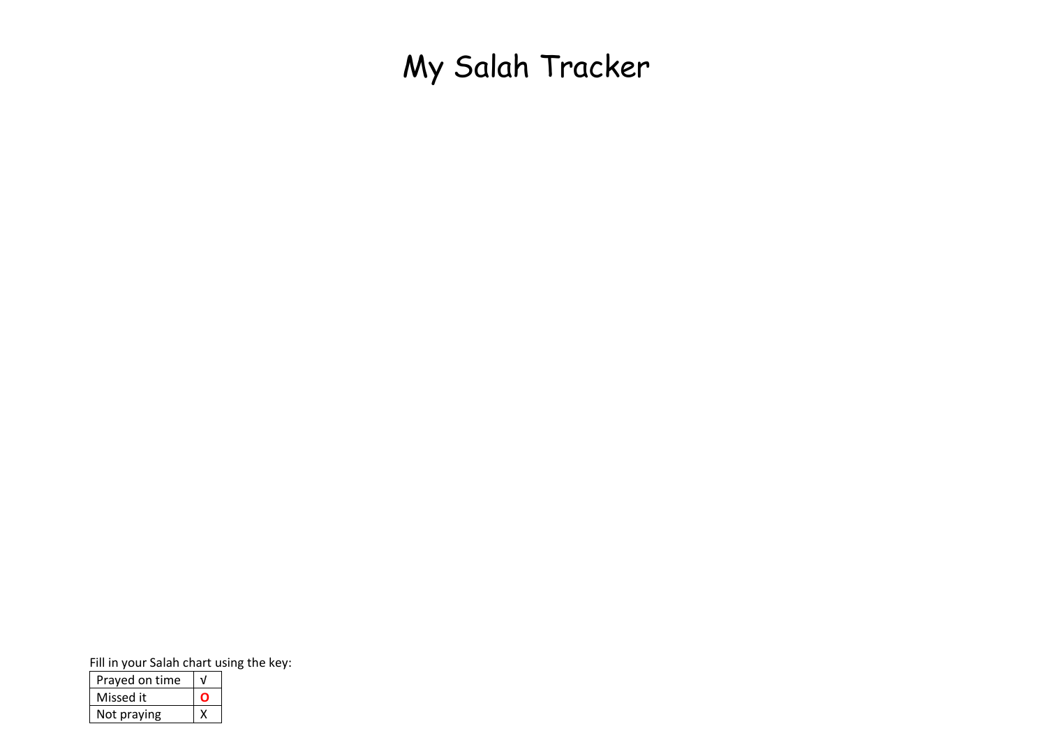# My Salah Tracker

Fill in your Salah chart using the key:

| | |
|---|---|
| Prayed on time | √ |
| Missed it | **O** |
| Not praying | X |